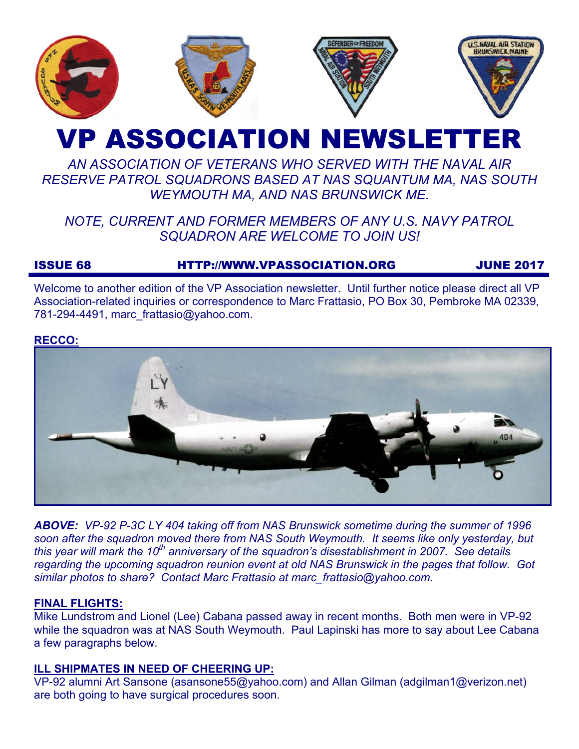# VP ASSOCIATION NEWSLETTER

*AN ASSOCIATION OF VETERANS WHO SERVED WITH THE NAVAL AIR RESERVE PATROL SQUADRONS BASED AT NAS SQUANTUM MA, NAS SOUTH WEYMOUTH MA, AND NAS BRUNSWICK ME.*

*NOTE, CURRENT AND FORMER MEMBERS OF ANY U.S. NAVY PATROL SQUADRON ARE WELCOME TO JOIN US!*

**ISSUE 68** **HTTP://WWW.VPASSOCIATION.ORG** **JUNE 2017**

Welcome to another edition of the VP Association newsletter. Until further notice please direct all VP Association-related inquiries or correspondence to Marc Frattasio, PO Box 30, Pembroke MA 02339, 781-294-4491, marc_frattasio@yahoo.com.

## RECCO:

***ABOVE:*** *VP-92 P-3C LY 404 taking off from NAS Brunswick sometime during the summer of 1996 soon after the squadron moved there from NAS South Weymouth. It seems like only yesterday, but this year will mark the 10th anniversary of the squadron's disestablishment in 2007. See details regarding the upcoming squadron reunion event at old NAS Brunswick in the pages that follow. Got similar photos to share? Contact Marc Frattasio at marc_frattasio@yahoo.com.*

## FINAL FLIGHTS:

Mike Lundstrom and Lionel (Lee) Cabana passed away in recent months. Both men were in VP-92 while the squadron was at NAS South Weymouth. Paul Lapinski has more to say about Lee Cabana a few paragraphs below.

## ILL SHIPMATES IN NEED OF CHEERING UP:

VP-92 alumni Art Sansone (asansone55@yahoo.com) and Allan Gilman (adgilman1@verizon.net) are both going to have surgical procedures soon.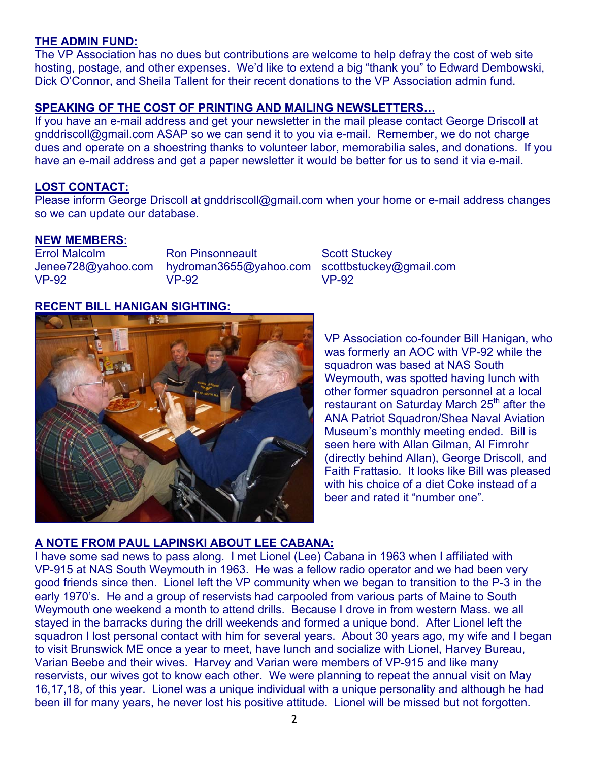## THE ADMIN FUND:

The VP Association has no dues but contributions are welcome to help defray the cost of web site hosting, postage, and other expenses. We'd like to extend a big "thank you" to Edward Dembowski, Dick O'Connor, and Sheila Tallent for their recent donations to the VP Association admin fund.

## SPEAKING OF THE COST OF PRINTING AND MAILING NEWSLETTERS…

If you have an e-mail address and get your newsletter in the mail please contact George Driscoll at gnddriscoll@gmail.com ASAP so we can send it to you via e-mail. Remember, we do not charge dues and operate on a shoestring thanks to volunteer labor, memorabilia sales, and donations. If you have an e-mail address and get a paper newsletter it would be better for us to send it via e-mail.

## LOST CONTACT:

Please inform George Driscoll at gnddriscoll@gmail.com when your home or e-mail address changes so we can update our database.

## NEW MEMBERS:

| | | |
|---|---|---|
| Errol Malcolm | Ron Pinsonneault | Scott Stuckey |
| Jenee728@yahoo.com | hydroman3655@yahoo.com | scottbstuckey@gmail.com |
| VP-92 | VP-92 | VP-92 |

## RECENT BILL HANIGAN SIGHTING:

VP Association co-founder Bill Hanigan, who was formerly an AOC with VP-92 while the squadron was based at NAS South Weymouth, was spotted having lunch with other former squadron personnel at a local restaurant on Saturday March 25th after the ANA Patriot Squadron/Shea Naval Aviation Museum's monthly meeting ended. Bill is seen here with Allan Gilman, Al Firnrohr (directly behind Allan), George Driscoll, and Faith Frattasio. It looks like Bill was pleased with his choice of a diet Coke instead of a beer and rated it "number one".

## A NOTE FROM PAUL LAPINSKI ABOUT LEE CABANA:

I have some sad news to pass along. I met Lionel (Lee) Cabana in 1963 when I affiliated with VP-915 at NAS South Weymouth in 1963. He was a fellow radio operator and we had been very good friends since then. Lionel left the VP community when we began to transition to the P-3 in the early 1970's. He and a group of reservists had carpooled from various parts of Maine to South Weymouth one weekend a month to attend drills. Because I drove in from western Mass. we all stayed in the barracks during the drill weekends and formed a unique bond. After Lionel left the squadron I lost personal contact with him for several years. About 30 years ago, my wife and I began to visit Brunswick ME once a year to meet, have lunch and socialize with Lionel, Harvey Bureau, Varian Beebe and their wives. Harvey and Varian were members of VP-915 and like many reservists, our wives got to know each other. We were planning to repeat the annual visit on May 16,17,18, of this year. Lionel was a unique individual with a unique personality and although he had been ill for many years, he never lost his positive attitude. Lionel will be missed but not forgotten.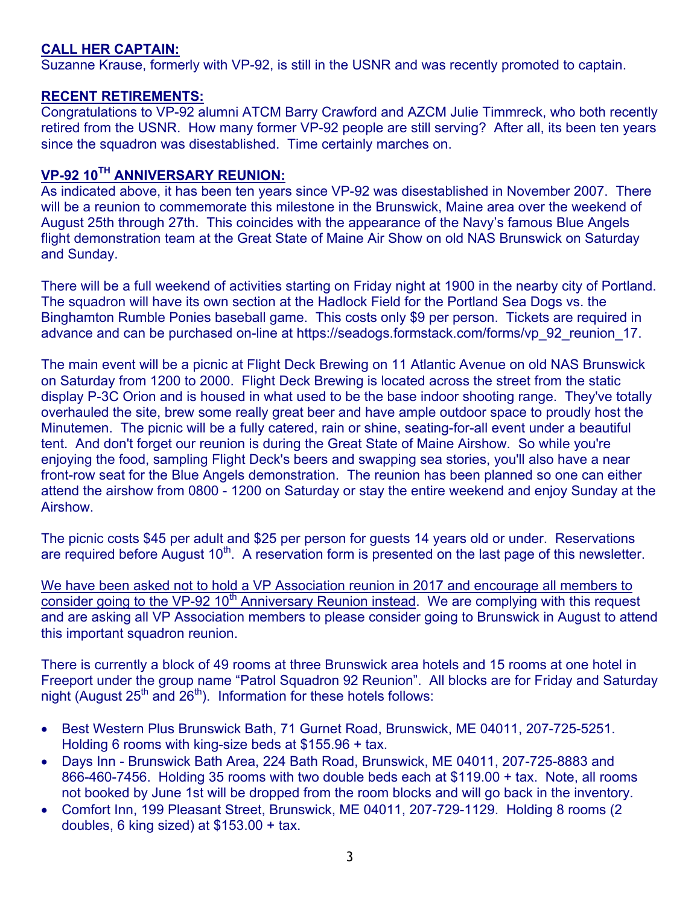**CALL HER CAPTAIN:**
Suzanne Krause, formerly with VP-92, is still in the USNR and was recently promoted to captain.

**RECENT RETIREMENTS:**
Congratulations to VP-92 alumni ATCM Barry Crawford and AZCM Julie Timmreck, who both recently retired from the USNR. How many former VP-92 people are still serving? After all, its been ten years since the squadron was disestablished. Time certainly marches on.

**VP-92 10TH ANNIVERSARY REUNION:**
As indicated above, it has been ten years since VP-92 was disestablished in November 2007. There will be a reunion to commemorate this milestone in the Brunswick, Maine area over the weekend of August 25th through 27th. This coincides with the appearance of the Navy's famous Blue Angels flight demonstration team at the Great State of Maine Air Show on old NAS Brunswick on Saturday and Sunday.

There will be a full weekend of activities starting on Friday night at 1900 in the nearby city of Portland. The squadron will have its own section at the Hadlock Field for the Portland Sea Dogs vs. the Binghamton Rumble Ponies baseball game. This costs only $9 per person. Tickets are required in advance and can be purchased on-line at https://seadogs.formstack.com/forms/vp_92_reunion_17.

The main event will be a picnic at Flight Deck Brewing on 11 Atlantic Avenue on old NAS Brunswick on Saturday from 1200 to 2000. Flight Deck Brewing is located across the street from the static display P-3C Orion and is housed in what used to be the base indoor shooting range. They've totally overhauled the site, brew some really great beer and have ample outdoor space to proudly host the Minutemen. The picnic will be a fully catered, rain or shine, seating-for-all event under a beautiful tent. And don't forget our reunion is during the Great State of Maine Airshow. So while you're enjoying the food, sampling Flight Deck's beers and swapping sea stories, you'll also have a near front-row seat for the Blue Angels demonstration. The reunion has been planned so one can either attend the airshow from 0800 - 1200 on Saturday or stay the entire weekend and enjoy Sunday at the Airshow.

The picnic costs $45 per adult and $25 per person for guests 14 years old or under. Reservations are required before August 10th. A reservation form is presented on the last page of this newsletter.

We have been asked not to hold a VP Association reunion in 2017 and encourage all members to consider going to the VP-92 10th Anniversary Reunion instead. We are complying with this request and are asking all VP Association members to please consider going to Brunswick in August to attend this important squadron reunion.

There is currently a block of 49 rooms at three Brunswick area hotels and 15 rooms at one hotel in Freeport under the group name "Patrol Squadron 92 Reunion". All blocks are for Friday and Saturday night (August 25th and 26th). Information for these hotels follows:

- Best Western Plus Brunswick Bath, 71 Gurnet Road, Brunswick, ME 04011, 207-725-5251. Holding 6 rooms with king-size beds at $155.96 + tax.
- Days Inn - Brunswick Bath Area, 224 Bath Road, Brunswick, ME 04011, 207-725-8883 and 866-460-7456. Holding 35 rooms with two double beds each at $119.00 + tax. Note, all rooms not booked by June 1st will be dropped from the room blocks and will go back in the inventory.
- Comfort Inn, 199 Pleasant Street, Brunswick, ME 04011, 207-729-1129. Holding 8 rooms (2 doubles, 6 king sized) at $153.00 + tax.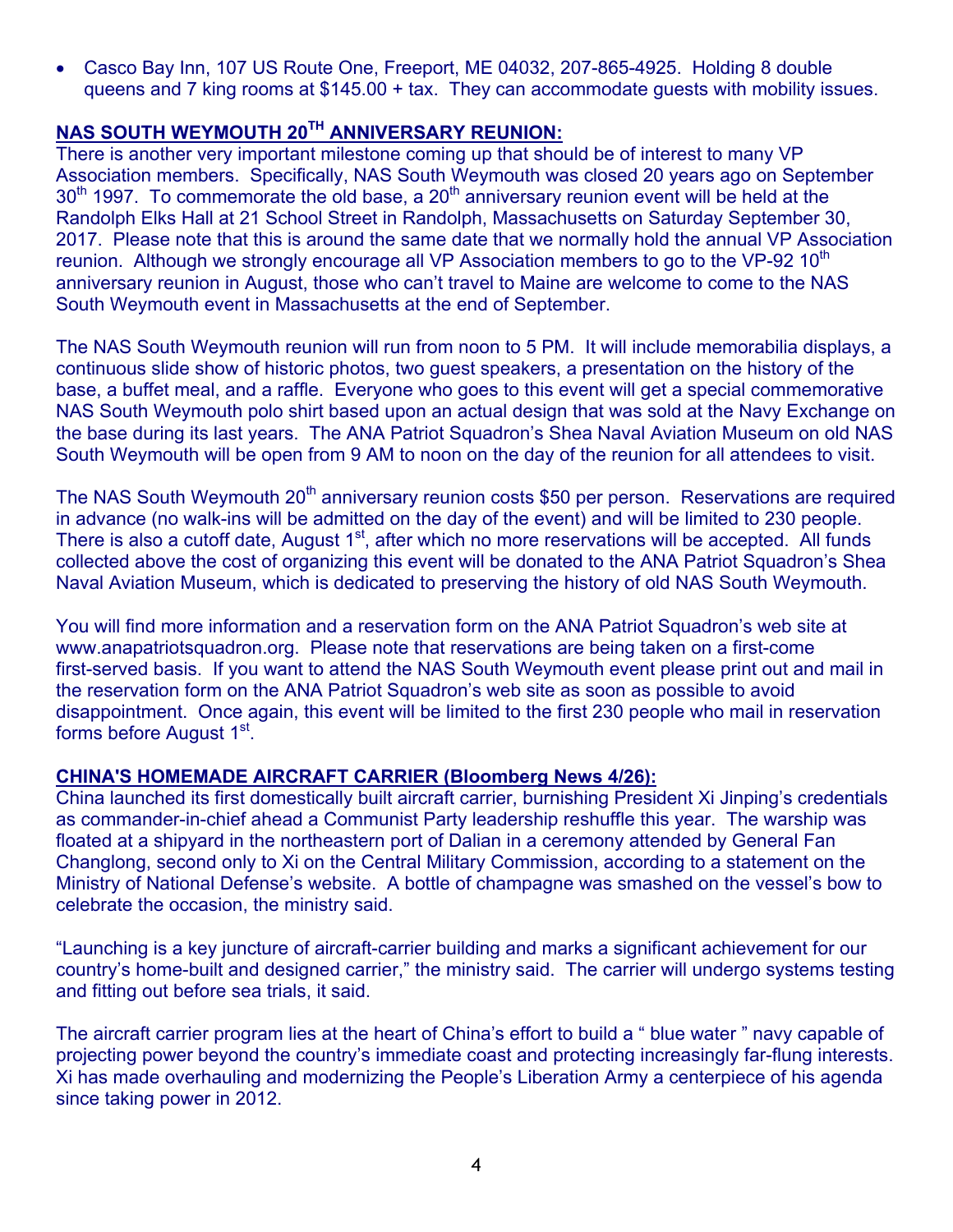- Casco Bay Inn, 107 US Route One, Freeport, ME 04032, 207-865-4925. Holding 8 double queens and 7 king rooms at $145.00 + tax. They can accommodate guests with mobility issues.

## NAS SOUTH WEYMOUTH 20TH ANNIVERSARY REUNION:

There is another very important milestone coming up that should be of interest to many VP Association members. Specifically, NAS South Weymouth was closed 20 years ago on September 30th 1997. To commemorate the old base, a 20th anniversary reunion event will be held at the Randolph Elks Hall at 21 School Street in Randolph, Massachusetts on Saturday September 30, 2017. Please note that this is around the same date that we normally hold the annual VP Association reunion. Although we strongly encourage all VP Association members to go to the VP-92 10th anniversary reunion in August, those who can't travel to Maine are welcome to come to the NAS South Weymouth event in Massachusetts at the end of September.

The NAS South Weymouth reunion will run from noon to 5 PM. It will include memorabilia displays, a continuous slide show of historic photos, two guest speakers, a presentation on the history of the base, a buffet meal, and a raffle. Everyone who goes to this event will get a special commemorative NAS South Weymouth polo shirt based upon an actual design that was sold at the Navy Exchange on the base during its last years. The ANA Patriot Squadron's Shea Naval Aviation Museum on old NAS South Weymouth will be open from 9 AM to noon on the day of the reunion for all attendees to visit.

The NAS South Weymouth 20th anniversary reunion costs $50 per person. Reservations are required in advance (no walk-ins will be admitted on the day of the event) and will be limited to 230 people. There is also a cutoff date, August 1st, after which no more reservations will be accepted. All funds collected above the cost of organizing this event will be donated to the ANA Patriot Squadron's Shea Naval Aviation Museum, which is dedicated to preserving the history of old NAS South Weymouth.

You will find more information and a reservation form on the ANA Patriot Squadron's web site at www.anapatriotsquadron.org. Please note that reservations are being taken on a first-come first-served basis. If you want to attend the NAS South Weymouth event please print out and mail in the reservation form on the ANA Patriot Squadron's web site as soon as possible to avoid disappointment. Once again, this event will be limited to the first 230 people who mail in reservation forms before August 1st.

## CHINA'S HOMEMADE AIRCRAFT CARRIER (Bloomberg News 4/26):

China launched its first domestically built aircraft carrier, burnishing President Xi Jinping's credentials as commander-in-chief ahead a Communist Party leadership reshuffle this year. The warship was floated at a shipyard in the northeastern port of Dalian in a ceremony attended by General Fan Changlong, second only to Xi on the Central Military Commission, according to a statement on the Ministry of National Defense's website. A bottle of champagne was smashed on the vessel's bow to celebrate the occasion, the ministry said.

"Launching is a key juncture of aircraft-carrier building and marks a significant achievement for our country's home-built and designed carrier," the ministry said. The carrier will undergo systems testing and fitting out before sea trials, it said.

The aircraft carrier program lies at the heart of China's effort to build a " blue water " navy capable of projecting power beyond the country's immediate coast and protecting increasingly far-flung interests. Xi has made overhauling and modernizing the People's Liberation Army a centerpiece of his agenda since taking power in 2012.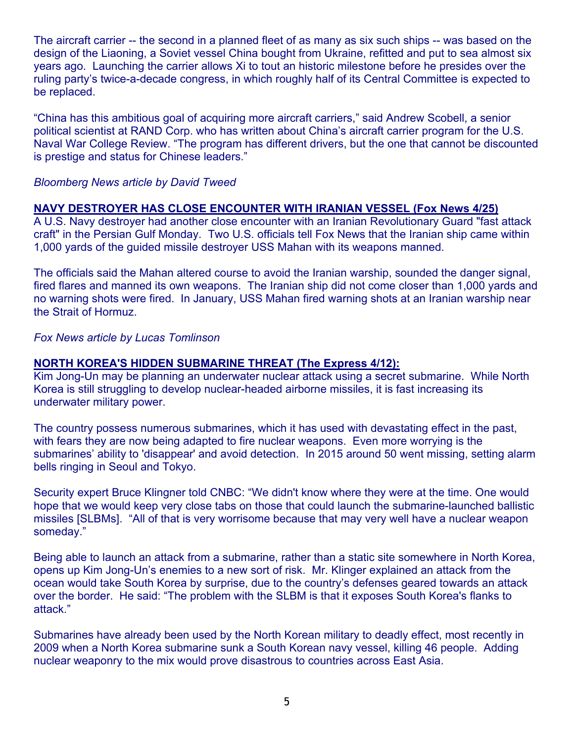The aircraft carrier -- the second in a planned fleet of as many as six such ships -- was based on the design of the Liaoning, a Soviet vessel China bought from Ukraine, refitted and put to sea almost six years ago. Launching the carrier allows Xi to tout an historic milestone before he presides over the ruling party's twice-a-decade congress, in which roughly half of its Central Committee is expected to be replaced.

"China has this ambitious goal of acquiring more aircraft carriers," said Andrew Scobell, a senior political scientist at RAND Corp. who has written about China's aircraft carrier program for the U.S. Naval War College Review. "The program has different drivers, but the one that cannot be discounted is prestige and status for Chinese leaders."

*Bloomberg News article by David Tweed*

**NAVY DESTROYER HAS CLOSE ENCOUNTER WITH IRANIAN VESSEL (Fox News 4/25)**

A U.S. Navy destroyer had another close encounter with an Iranian Revolutionary Guard "fast attack craft" in the Persian Gulf Monday. Two U.S. officials tell Fox News that the Iranian ship came within 1,000 yards of the guided missile destroyer USS Mahan with its weapons manned.

The officials said the Mahan altered course to avoid the Iranian warship, sounded the danger signal, fired flares and manned its own weapons. The Iranian ship did not come closer than 1,000 yards and no warning shots were fired. In January, USS Mahan fired warning shots at an Iranian warship near the Strait of Hormuz.

*Fox News article by Lucas Tomlinson*

**NORTH KOREA'S HIDDEN SUBMARINE THREAT (The Express 4/12):**

Kim Jong-Un may be planning an underwater nuclear attack using a secret submarine. While North Korea is still struggling to develop nuclear-headed airborne missiles, it is fast increasing its underwater military power.

The country possess numerous submarines, which it has used with devastating effect in the past, with fears they are now being adapted to fire nuclear weapons. Even more worrying is the submarines' ability to 'disappear' and avoid detection. In 2015 around 50 went missing, setting alarm bells ringing in Seoul and Tokyo.

Security expert Bruce Klingner told CNBC: "We didn't know where they were at the time. One would hope that we would keep very close tabs on those that could launch the submarine-launched ballistic missiles [SLBMs]. "All of that is very worrisome because that may very well have a nuclear weapon someday."

Being able to launch an attack from a submarine, rather than a static site somewhere in North Korea, opens up Kim Jong-Un's enemies to a new sort of risk. Mr. Klinger explained an attack from the ocean would take South Korea by surprise, due to the country's defenses geared towards an attack over the border. He said: "The problem with the SLBM is that it exposes South Korea's flanks to attack."

Submarines have already been used by the North Korean military to deadly effect, most recently in 2009 when a North Korea submarine sunk a South Korean navy vessel, killing 46 people. Adding nuclear weaponry to the mix would prove disastrous to countries across East Asia.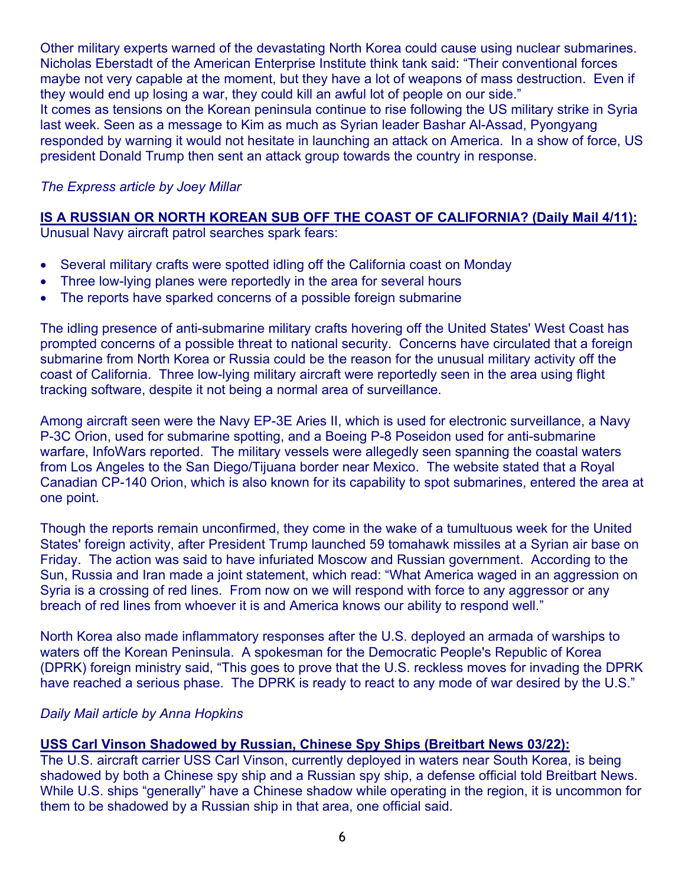Other military experts warned of the devastating North Korea could cause using nuclear submarines. Nicholas Eberstadt of the American Enterprise Institute think tank said: "Their conventional forces maybe not very capable at the moment, but they have a lot of weapons of mass destruction. Even if they would end up losing a war, they could kill an awful lot of people on our side."
It comes as tensions on the Korean peninsula continue to rise following the US military strike in Syria last week. Seen as a message to Kim as much as Syrian leader Bashar Al-Assad, Pyongyang responded by warning it would not hesitate in launching an attack on America. In a show of force, US president Donald Trump then sent an attack group towards the country in response.

*The Express article by Joey Millar*

**IS A RUSSIAN OR NORTH KOREAN SUB OFF THE COAST OF CALIFORNIA? (Daily Mail 4/11):**
Unusual Navy aircraft patrol searches spark fears:

- Several military crafts were spotted idling off the California coast on Monday
- Three low-lying planes were reportedly in the area for several hours
- The reports have sparked concerns of a possible foreign submarine

The idling presence of anti-submarine military crafts hovering off the United States' West Coast has prompted concerns of a possible threat to national security. Concerns have circulated that a foreign submarine from North Korea or Russia could be the reason for the unusual military activity off the coast of California. Three low-lying military aircraft were reportedly seen in the area using flight tracking software, despite it not being a normal area of surveillance.

Among aircraft seen were the Navy EP-3E Aries II, which is used for electronic surveillance, a Navy P-3C Orion, used for submarine spotting, and a Boeing P-8 Poseidon used for anti-submarine warfare, InfoWars reported. The military vessels were allegedly seen spanning the coastal waters from Los Angeles to the San Diego/Tijuana border near Mexico. The website stated that a Royal Canadian CP-140 Orion, which is also known for its capability to spot submarines, entered the area at one point.

Though the reports remain unconfirmed, they come in the wake of a tumultuous week for the United States' foreign activity, after President Trump launched 59 tomahawk missiles at a Syrian air base on Friday. The action was said to have infuriated Moscow and Russian government. According to the Sun, Russia and Iran made a joint statement, which read: "What America waged in an aggression on Syria is a crossing of red lines. From now on we will respond with force to any aggressor or any breach of red lines from whoever it is and America knows our ability to respond well."

North Korea also made inflammatory responses after the U.S. deployed an armada of warships to waters off the Korean Peninsula. A spokesman for the Democratic People's Republic of Korea (DPRK) foreign ministry said, "This goes to prove that the U.S. reckless moves for invading the DPRK have reached a serious phase. The DPRK is ready to react to any mode of war desired by the U.S."

*Daily Mail article by Anna Hopkins*

**USS Carl Vinson Shadowed by Russian, Chinese Spy Ships (Breitbart News 03/22):**
The U.S. aircraft carrier USS Carl Vinson, currently deployed in waters near South Korea, is being shadowed by both a Chinese spy ship and a Russian spy ship, a defense official told Breitbart News. While U.S. ships "generally" have a Chinese shadow while operating in the region, it is uncommon for them to be shadowed by a Russian ship in that area, one official said.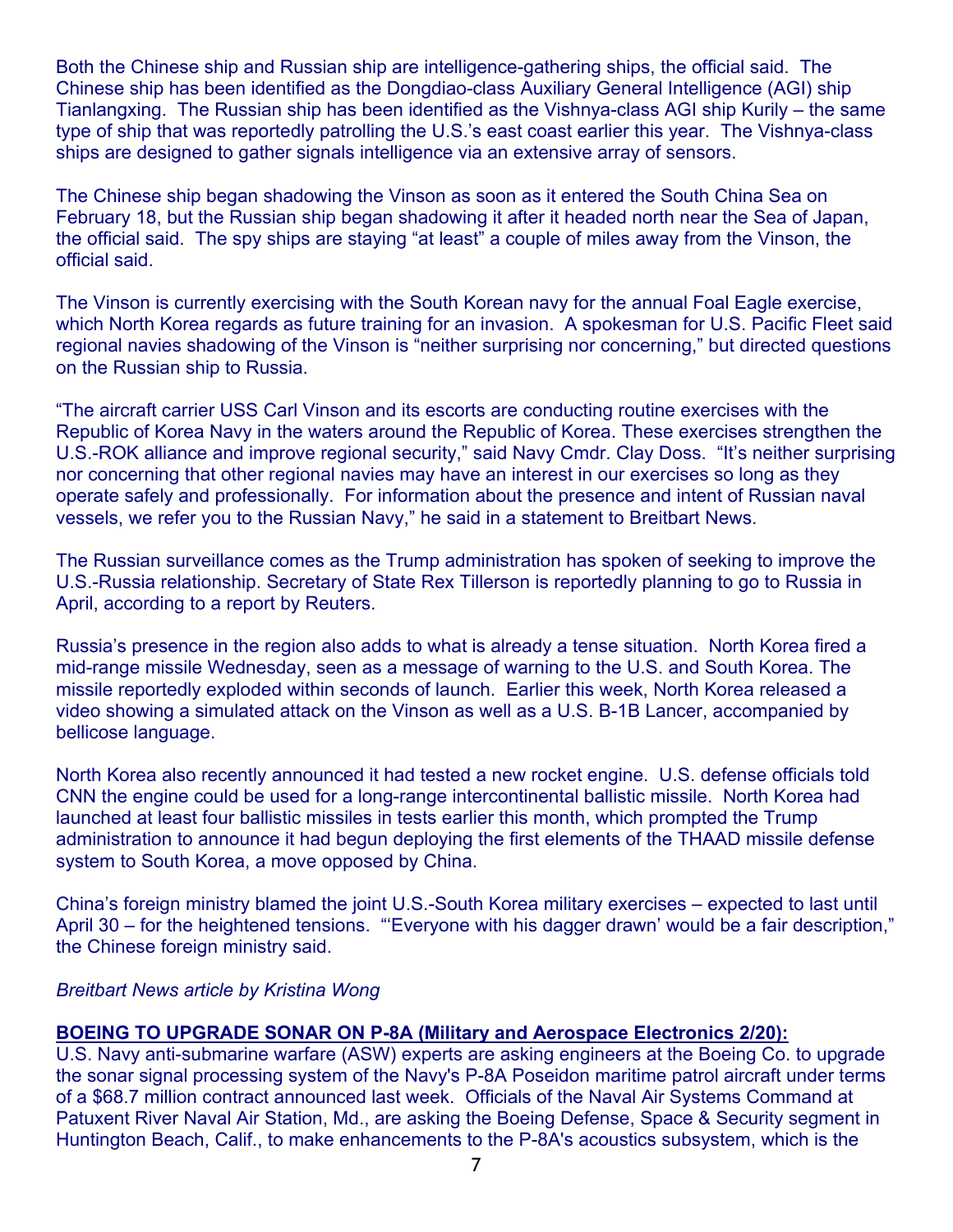Both the Chinese ship and Russian ship are intelligence-gathering ships, the official said. The Chinese ship has been identified as the Dongdiao-class Auxiliary General Intelligence (AGI) ship Tianlangxing. The Russian ship has been identified as the Vishnya-class AGI ship Kurily – the same type of ship that was reportedly patrolling the U.S.'s east coast earlier this year. The Vishnya-class ships are designed to gather signals intelligence via an extensive array of sensors.

The Chinese ship began shadowing the Vinson as soon as it entered the South China Sea on February 18, but the Russian ship began shadowing it after it headed north near the Sea of Japan, the official said. The spy ships are staying "at least" a couple of miles away from the Vinson, the official said.

The Vinson is currently exercising with the South Korean navy for the annual Foal Eagle exercise, which North Korea regards as future training for an invasion. A spokesman for U.S. Pacific Fleet said regional navies shadowing of the Vinson is "neither surprising nor concerning," but directed questions on the Russian ship to Russia.

"The aircraft carrier USS Carl Vinson and its escorts are conducting routine exercises with the Republic of Korea Navy in the waters around the Republic of Korea. These exercises strengthen the U.S.-ROK alliance and improve regional security," said Navy Cmdr. Clay Doss. "It's neither surprising nor concerning that other regional navies may have an interest in our exercises so long as they operate safely and professionally. For information about the presence and intent of Russian naval vessels, we refer you to the Russian Navy," he said in a statement to Breitbart News.

The Russian surveillance comes as the Trump administration has spoken of seeking to improve the U.S.-Russia relationship. Secretary of State Rex Tillerson is reportedly planning to go to Russia in April, according to a report by Reuters.

Russia's presence in the region also adds to what is already a tense situation. North Korea fired a mid-range missile Wednesday, seen as a message of warning to the U.S. and South Korea. The missile reportedly exploded within seconds of launch. Earlier this week, North Korea released a video showing a simulated attack on the Vinson as well as a U.S. B-1B Lancer, accompanied by bellicose language.

North Korea also recently announced it had tested a new rocket engine. U.S. defense officials told CNN the engine could be used for a long-range intercontinental ballistic missile. North Korea had launched at least four ballistic missiles in tests earlier this month, which prompted the Trump administration to announce it had begun deploying the first elements of the THAAD missile defense system to South Korea, a move opposed by China.

China's foreign ministry blamed the joint U.S.-South Korea military exercises – expected to last until April 30 – for the heightened tensions. "'Everyone with his dagger drawn' would be a fair description," the Chinese foreign ministry said.

*Breitbart News article by Kristina Wong*

**BOEING TO UPGRADE SONAR ON P-8A (Military and Aerospace Electronics 2/20):**

U.S. Navy anti-submarine warfare (ASW) experts are asking engineers at the Boeing Co. to upgrade the sonar signal processing system of the Navy's P-8A Poseidon maritime patrol aircraft under terms of a $68.7 million contract announced last week. Officials of the Naval Air Systems Command at Patuxent River Naval Air Station, Md., are asking the Boeing Defense, Space & Security segment in Huntington Beach, Calif., to make enhancements to the P-8A's acoustics subsystem, which is the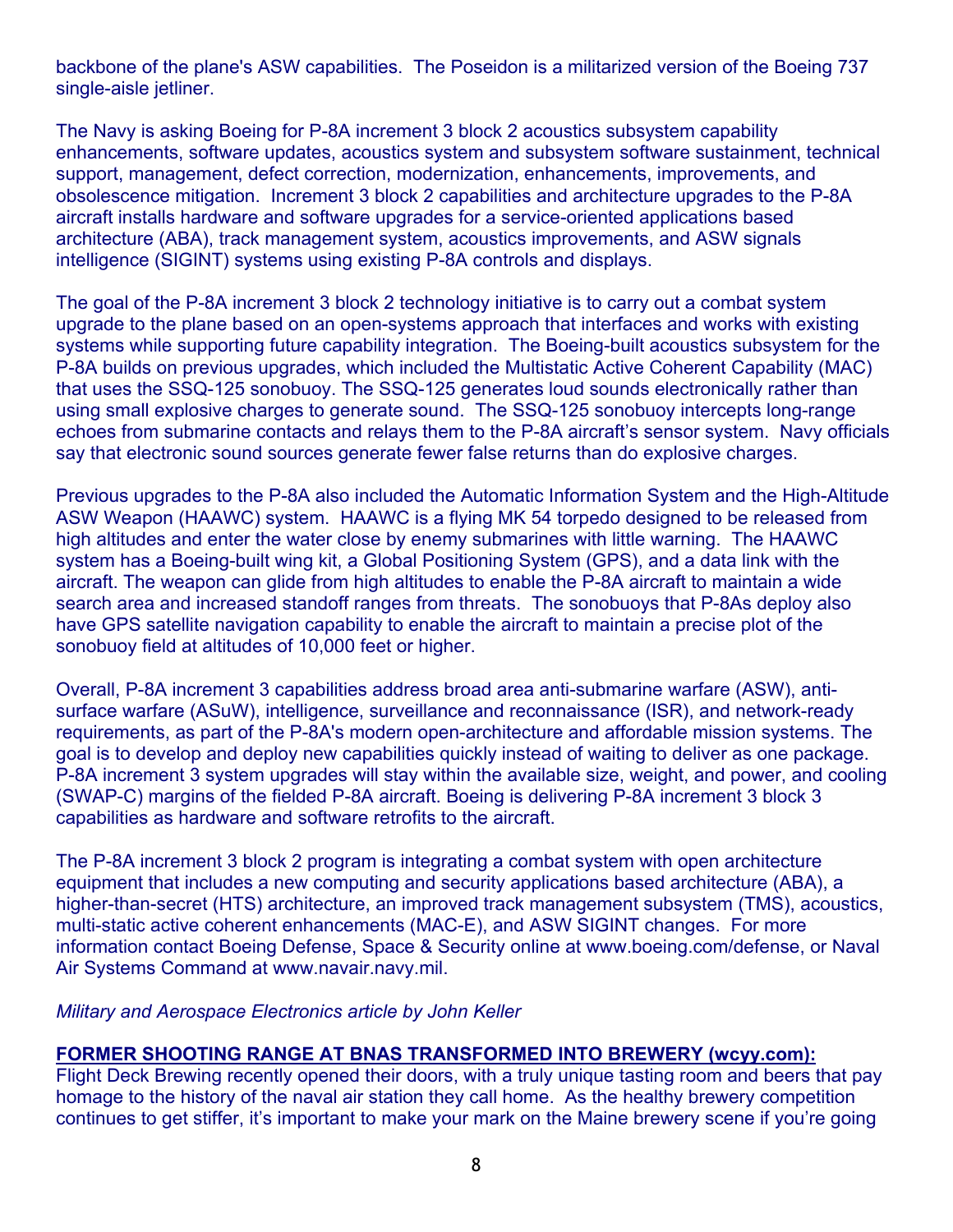backbone of the plane's ASW capabilities.  The Poseidon is a militarized version of the Boeing 737 single-aisle jetliner.

The Navy is asking Boeing for P-8A increment 3 block 2 acoustics subsystem capability enhancements, software updates, acoustics system and subsystem software sustainment, technical support, management, defect correction, modernization, enhancements, improvements, and obsolescence mitigation.  Increment 3 block 2 capabilities and architecture upgrades to the P-8A aircraft installs hardware and software upgrades for a service-oriented applications based architecture (ABA), track management system, acoustics improvements, and ASW signals intelligence (SIGINT) systems using existing P-8A controls and displays.

The goal of the P-8A increment 3 block 2 technology initiative is to carry out a combat system upgrade to the plane based on an open-systems approach that interfaces and works with existing systems while supporting future capability integration.  The Boeing-built acoustics subsystem for the P-8A builds on previous upgrades, which included the Multistatic Active Coherent Capability (MAC) that uses the SSQ-125 sonobuoy. The SSQ-125 generates loud sounds electronically rather than using small explosive charges to generate sound.  The SSQ-125 sonobuoy intercepts long-range echoes from submarine contacts and relays them to the P-8A aircraft's sensor system.  Navy officials say that electronic sound sources generate fewer false returns than do explosive charges.

Previous upgrades to the P-8A also included the Automatic Information System and the High-Altitude ASW Weapon (HAAWC) system.  HAAWC is a flying MK 54 torpedo designed to be released from high altitudes and enter the water close by enemy submarines with little warning.  The HAAWC system has a Boeing-built wing kit, a Global Positioning System (GPS), and a data link with the aircraft. The weapon can glide from high altitudes to enable the P-8A aircraft to maintain a wide search area and increased standoff ranges from threats.  The sonobuoys that P-8As deploy also have GPS satellite navigation capability to enable the aircraft to maintain a precise plot of the sonobuoy field at altitudes of 10,000 feet or higher.

Overall, P-8A increment 3 capabilities address broad area anti-submarine warfare (ASW), anti-surface warfare (ASuW), intelligence, surveillance and reconnaissance (ISR), and network-ready requirements, as part of the P-8A's modern open-architecture and affordable mission systems. The goal is to develop and deploy new capabilities quickly instead of waiting to deliver as one package. P-8A increment 3 system upgrades will stay within the available size, weight, and power, and cooling (SWAP-C) margins of the fielded P-8A aircraft. Boeing is delivering P-8A increment 3 block 3 capabilities as hardware and software retrofits to the aircraft.

The P-8A increment 3 block 2 program is integrating a combat system with open architecture equipment that includes a new computing and security applications based architecture (ABA), a higher-than-secret (HTS) architecture, an improved track management subsystem (TMS), acoustics, multi-static active coherent enhancements (MAC-E), and ASW SIGINT changes.  For more information contact Boeing Defense, Space & Security online at www.boeing.com/defense, or Naval Air Systems Command at www.navair.navy.mil.

*Military and Aerospace Electronics article by John Keller*

**FORMER SHOOTING RANGE AT BNAS TRANSFORMED INTO BREWERY (wcyy.com):**

Flight Deck Brewing recently opened their doors, with a truly unique tasting room and beers that pay homage to the history of the naval air station they call home.  As the healthy brewery competition continues to get stiffer, it's important to make your mark on the Maine brewery scene if you're going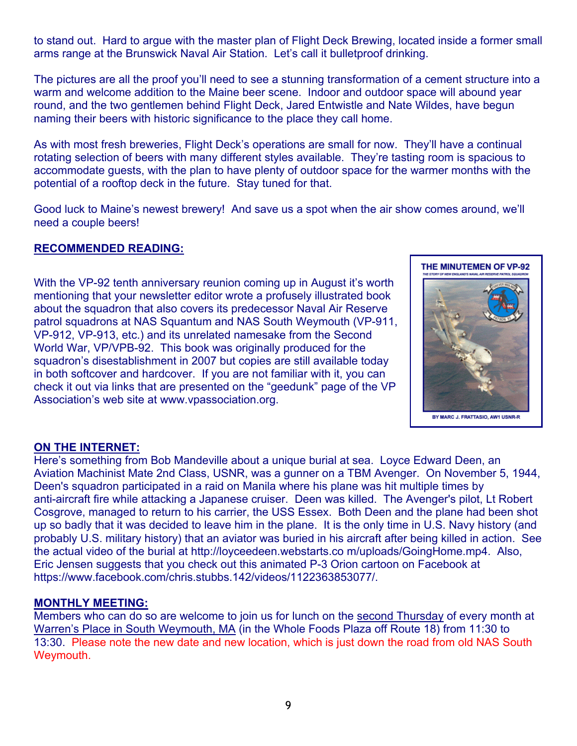to stand out. Hard to argue with the master plan of Flight Deck Brewing, located inside a former small arms range at the Brunswick Naval Air Station. Let's call it bulletproof drinking.

The pictures are all the proof you'll need to see a stunning transformation of a cement structure into a warm and welcome addition to the Maine beer scene. Indoor and outdoor space will abound year round, and the two gentlemen behind Flight Deck, Jared Entwistle and Nate Wildes, have begun naming their beers with historic significance to the place they call home.

As with most fresh breweries, Flight Deck's operations are small for now. They'll have a continual rotating selection of beers with many different styles available. They're tasting room is spacious to accommodate guests, with the plan to have plenty of outdoor space for the warmer months with the potential of a rooftop deck in the future. Stay tuned for that.

Good luck to Maine's newest brewery! And save us a spot when the air show comes around, we'll need a couple beers!

**RECOMMENDED READING:**

With the VP-92 tenth anniversary reunion coming up in August it's worth mentioning that your newsletter editor wrote a profusely illustrated book about the squadron that also covers its predecessor Naval Air Reserve patrol squadrons at NAS Squantum and NAS South Weymouth (VP-911, VP-912, VP-913, etc.) and its unrelated namesake from the Second World War, VP/VPB-92. This book was originally produced for the squadron's disestablishment in 2007 but copies are still available today in both softcover and hardcover. If you are not familiar with it, you can check it out via links that are presented on the "geedunk" page of the VP Association's web site at www.vpassociation.org.

THE MINUTEMEN OF VP-92
THE STORY OF NEW ENGLAND'S NAVAL AIR RESERVE PATROL SQUADRON
BY MARC J. FRATTASIO, AW1 USNR-R

**ON THE INTERNET:**

Here's something from Bob Mandeville about a unique burial at sea. Loyce Edward Deen, an Aviation Machinist Mate 2nd Class, USNR, was a gunner on a TBM Avenger. On November 5, 1944, Deen's squadron participated in a raid on Manila where his plane was hit multiple times by anti-aircraft fire while attacking a Japanese cruiser. Deen was killed. The Avenger's pilot, Lt Robert Cosgrove, managed to return to his carrier, the USS Essex. Both Deen and the plane had been shot up so badly that it was decided to leave him in the plane. It is the only time in U.S. Navy history (and probably U.S. military history) that an aviator was buried in his aircraft after being killed in action. See the actual video of the burial at http://loyceedeen.webstarts.co m/uploads/GoingHome.mp4. Also, Eric Jensen suggests that you check out this animated P-3 Orion cartoon on Facebook at https://www.facebook.com/chris.stubbs.142/videos/1122363853077/.

**MONTHLY MEETING:**

Members who can do so are welcome to join us for lunch on the second Thursday of every month at Warren's Place in South Weymouth, MA (in the Whole Foods Plaza off Route 18) from 11:30 to 13:30. Please note the new date and new location, which is just down the road from old NAS South Weymouth.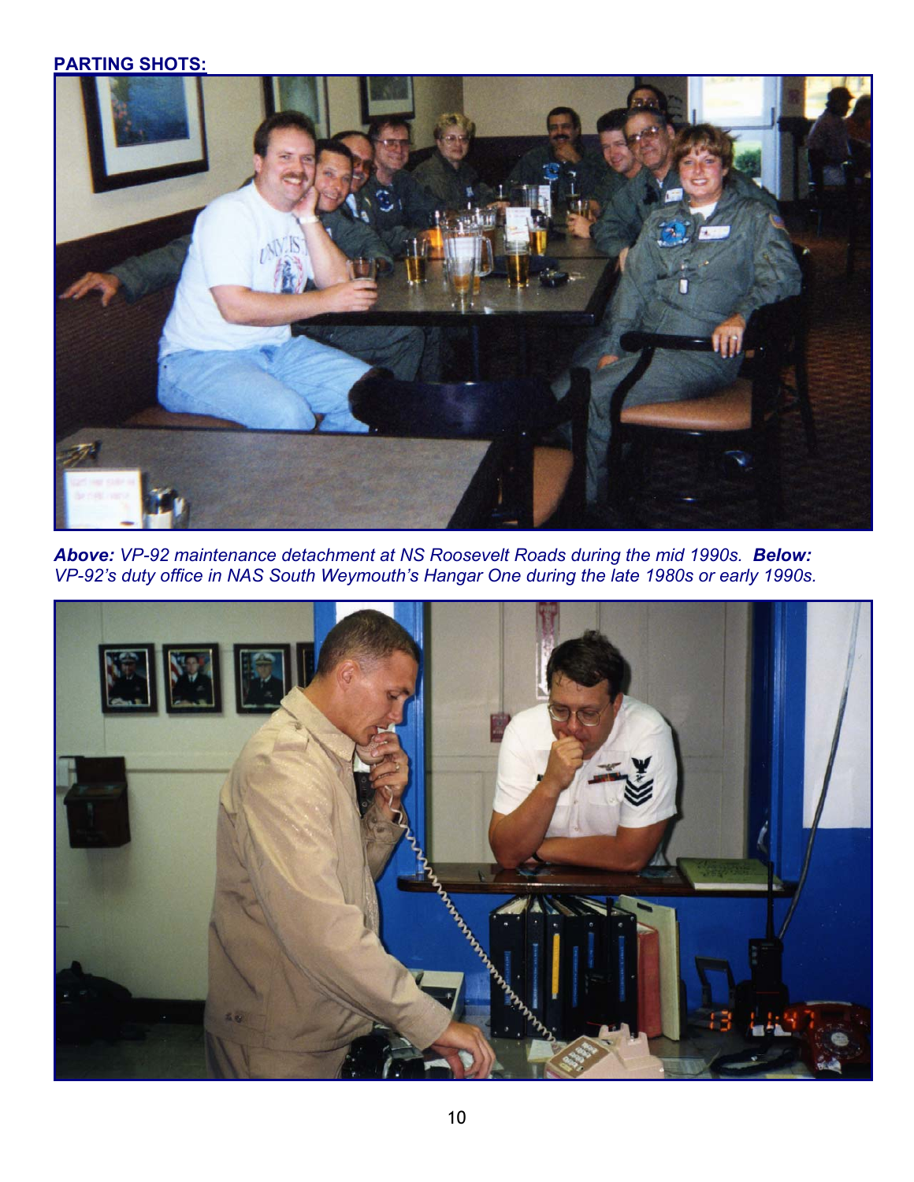**PARTING SHOTS:**

***Above:*** *VP-92 maintenance detachment at NS Roosevelt Roads during the mid 1990s.* ***Below:*** *VP-92's duty office in NAS South Weymouth's Hangar One during the late 1980s or early 1990s.*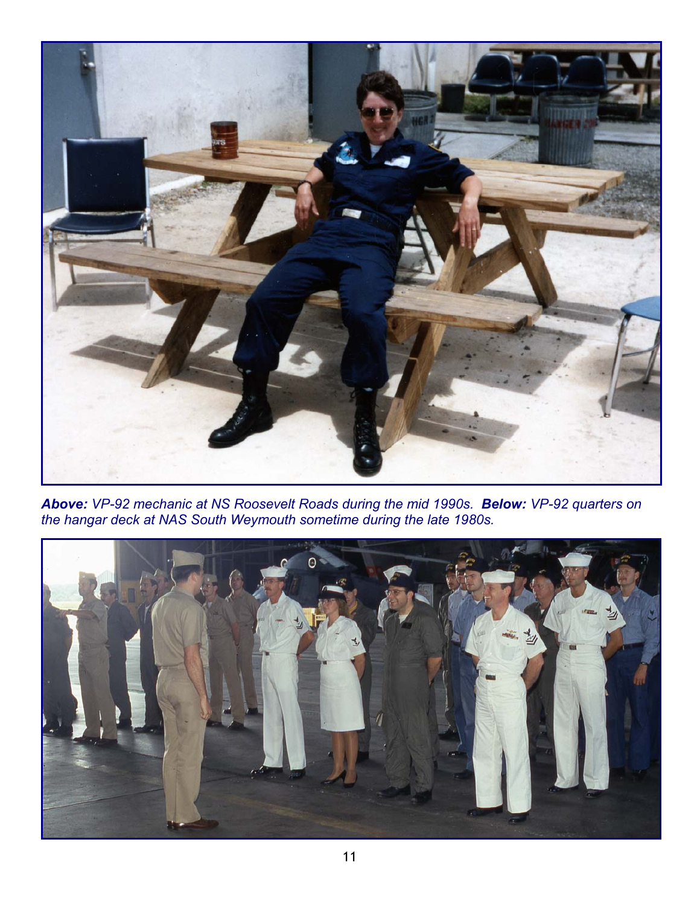***Above:*** *VP-92 mechanic at NS Roosevelt Roads during the mid 1990s.* ***Below:*** *VP-92 quarters on the hangar deck at NAS South Weymouth sometime during the late 1980s.*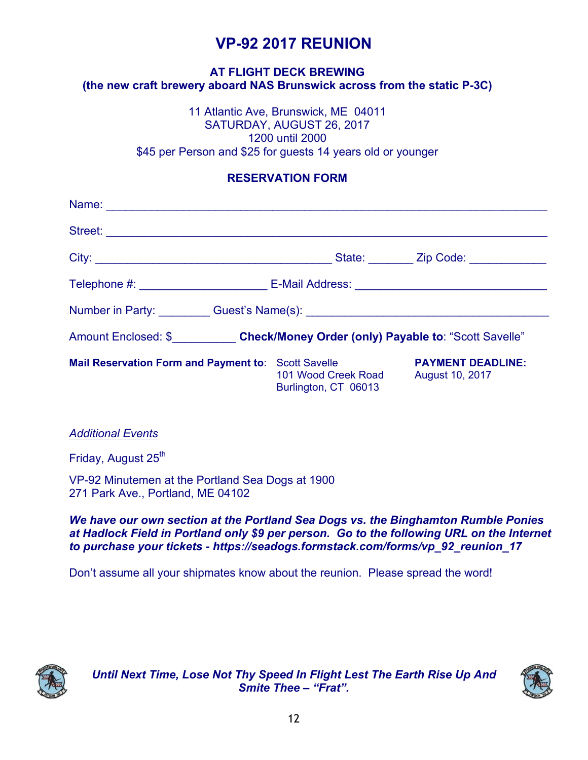# VP-92 2017 REUNION

**AT FLIGHT DECK BREWING**
**(the new craft brewery aboard NAS Brunswick across from the static P-3C)**

11 Atlantic Ave, Brunswick, ME 04011
SATURDAY, AUGUST 26, 2017
1200 until 2000
$45 per Person and $25 for guests 14 years old or younger

**RESERVATION FORM**

Name: ______________________________________________________________

Street: ______________________________________________________________

City: ____________________________________ State: _______ Zip Code: ____________

Telephone #: ___________________ E-Mail Address: _____________________________

Number in Party: ________ Guest's Name(s): ____________________________________

Amount Enclosed: $__________ **Check/Money Order (only) Payable to**: "Scott Savelle"

**Mail Reservation Form and Payment to**: Scott Savelle
101 Wood Creek Road
Burlington, CT 06013

**PAYMENT DEADLINE:**
August 10, 2017

*Additional Events*

Friday, August 25th

VP-92 Minutemen at the Portland Sea Dogs at 1900
271 Park Ave., Portland, ME 04102

***We have our own section at the Portland Sea Dogs vs. the Binghamton Rumble Ponies at Hadlock Field in Portland only $9 per person. Go to the following URL on the Internet to purchase your tickets - https://seadogs.formstack.com/forms/vp_92_reunion_17***

Don't assume all your shipmates know about the reunion. Please spread the word!

***Until Next Time, Lose Not Thy Speed In Flight Lest The Earth Rise Up And Smite Thee – "Frat".***